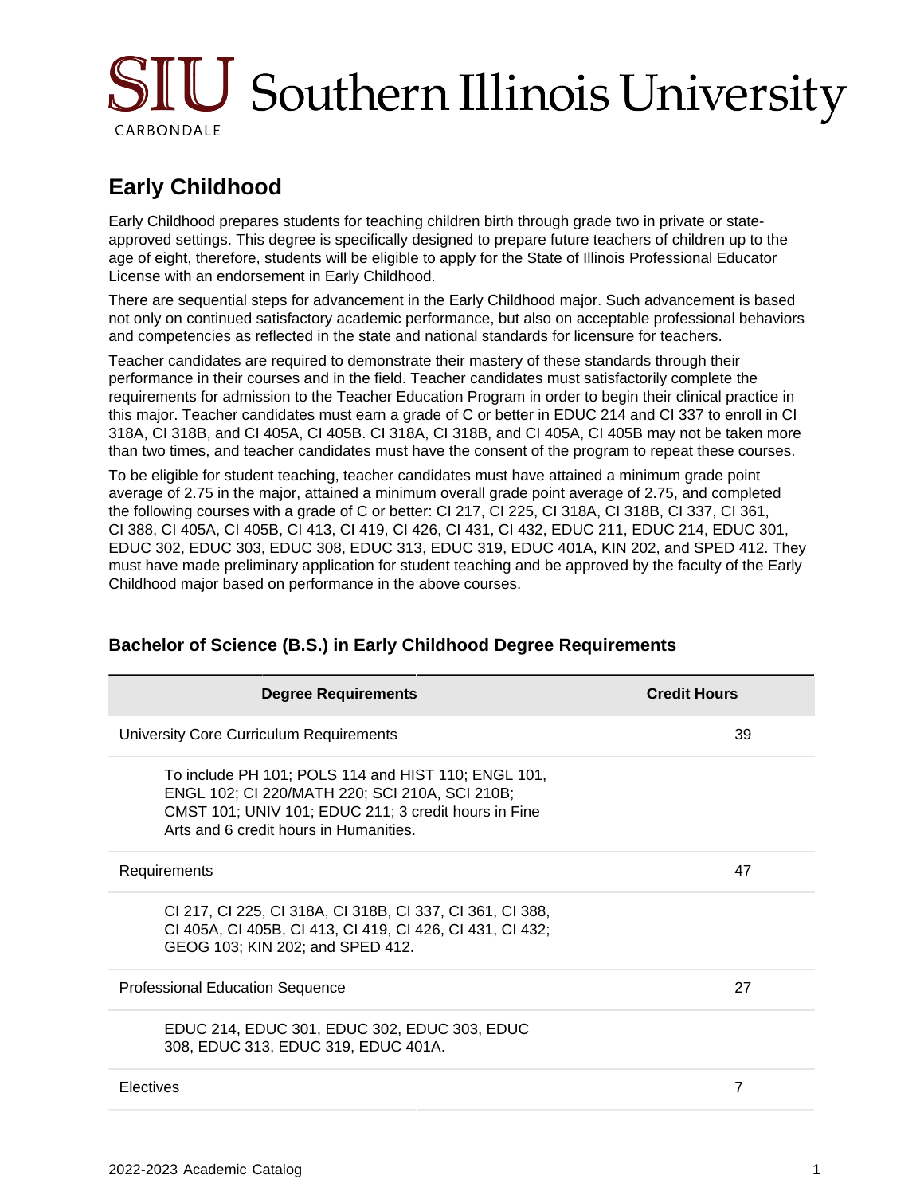# Early Childhood

Early Childhood prepares students for teaching children birth through grade two in private or state-approved settings. This degree is specifically designed to prepare future teachers of children up to the age of eight, therefore, students will be eligible to apply for the State of Illinois Professional Educator License with an endorsement in Early Childhood.

There are sequential steps for advancement in the Early Childhood major. Such advancement is based not only on continued satisfactory academic performance, but also on acceptable professional behaviors and competencies as reflected in the state and national standards for licensure for teachers.

Teacher candidates are required to demonstrate their mastery of these standards through their performance in their courses and in the field. Teacher candidates must satisfactorily complete the requirements for admission to the Teacher Education Program in order to begin their clinical practice in this major. Teacher candidates must earn a grade of C or better in EDUC 214 and CI 337 to enroll in CI 318A, CI 318B, and CI 405A, CI 405B. CI 318A, CI 318B, and CI 405A, CI 405B may not be taken more than two times, and teacher candidates must have the consent of the program to repeat these courses.

To be eligible for student teaching, teacher candidates must have attained a minimum grade point average of 2.75 in the major, attained a minimum overall grade point average of 2.75, and completed the following courses with a grade of C or better: CI 217, CI 225, CI 318A, CI 318B, CI 337, CI 361, CI 388, CI 405A, CI 405B, CI 413, CI 419, CI 426, CI 431, CI 432, EDUC 211, EDUC 214, EDUC 301, EDUC 302, EDUC 303, EDUC 308, EDUC 313, EDUC 319, EDUC 401A, KIN 202, and SPED 412. They must have made preliminary application for student teaching and be approved by the faculty of the Early Childhood major based on performance in the above courses.

## Bachelor of Science (B.S.) in Early Childhood Degree Requirements

| Degree Requirements | Credit Hours |
|---|---|
| University Core Curriculum Requirements | 39 |
| To include PH 101; POLS 114 and HIST 110; ENGL 101, ENGL 102; CI 220/MATH 220; SCI 210A, SCI 210B; CMST 101; UNIV 101; EDUC 211; 3 credit hours in Fine Arts and 6 credit hours in Humanities. | |
| Requirements | 47 |
| CI 217, CI 225, CI 318A, CI 318B, CI 337, CI 361, CI 388, CI 405A, CI 405B, CI 413, CI 419, CI 426, CI 431, CI 432; GEOG 103; KIN 202; and SPED 412. | |
| Professional Education Sequence | 27 |
| EDUC 214, EDUC 301, EDUC 302, EDUC 303, EDUC 308, EDUC 313, EDUC 319, EDUC 401A. | |
| Electives | 7 |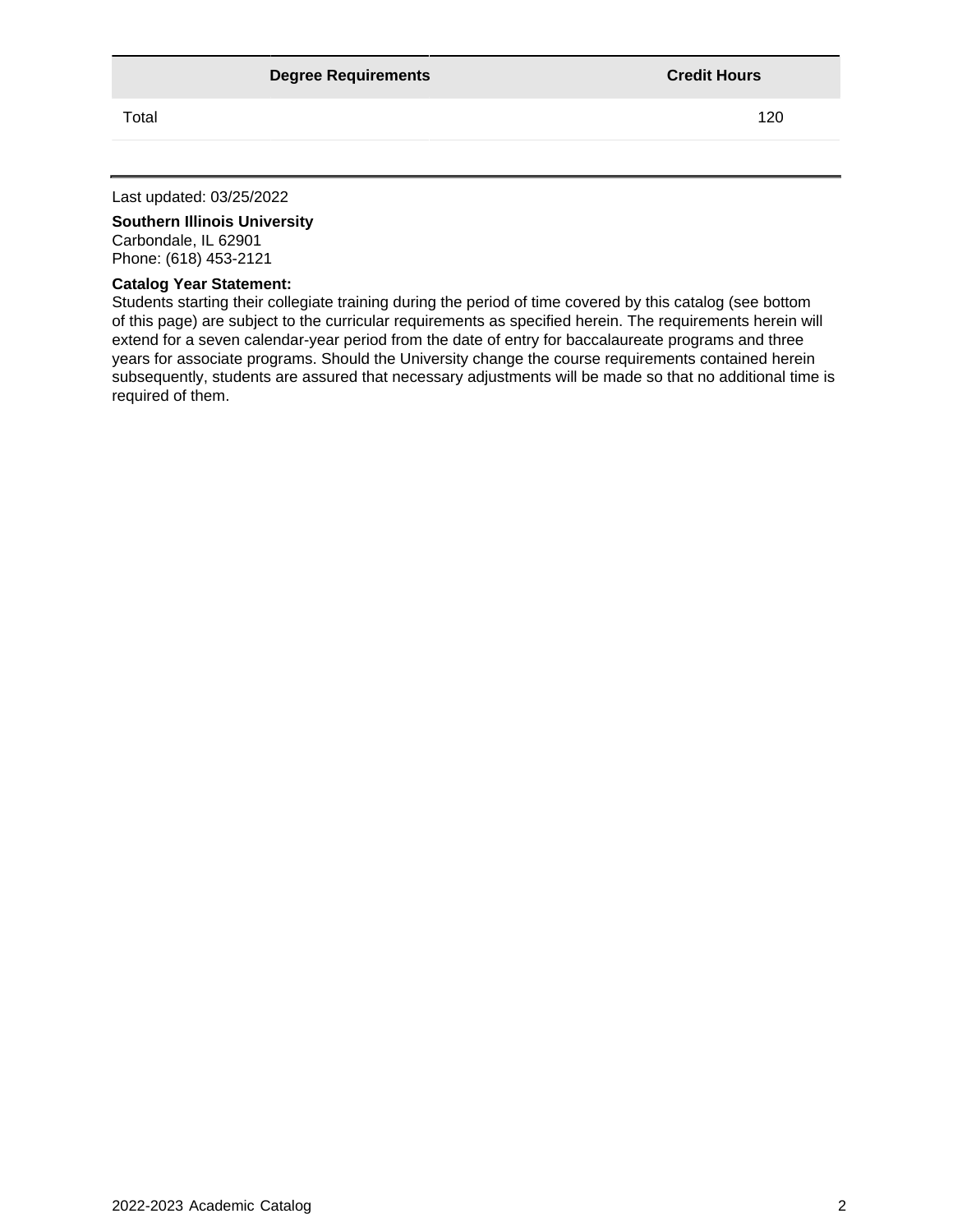| Degree Requirements | Credit Hours |
| --- | --- |
| Total | 120 |

Last updated: 03/25/2022

**Southern Illinois University**
Carbondale, IL 62901
Phone: (618) 453-2121

**Catalog Year Statement:**
Students starting their collegiate training during the period of time covered by this catalog (see bottom of this page) are subject to the curricular requirements as specified herein. The requirements herein will extend for a seven calendar-year period from the date of entry for baccalaureate programs and three years for associate programs. Should the University change the course requirements contained herein subsequently, students are assured that necessary adjustments will be made so that no additional time is required of them.

2022-2023 Academic Catalog